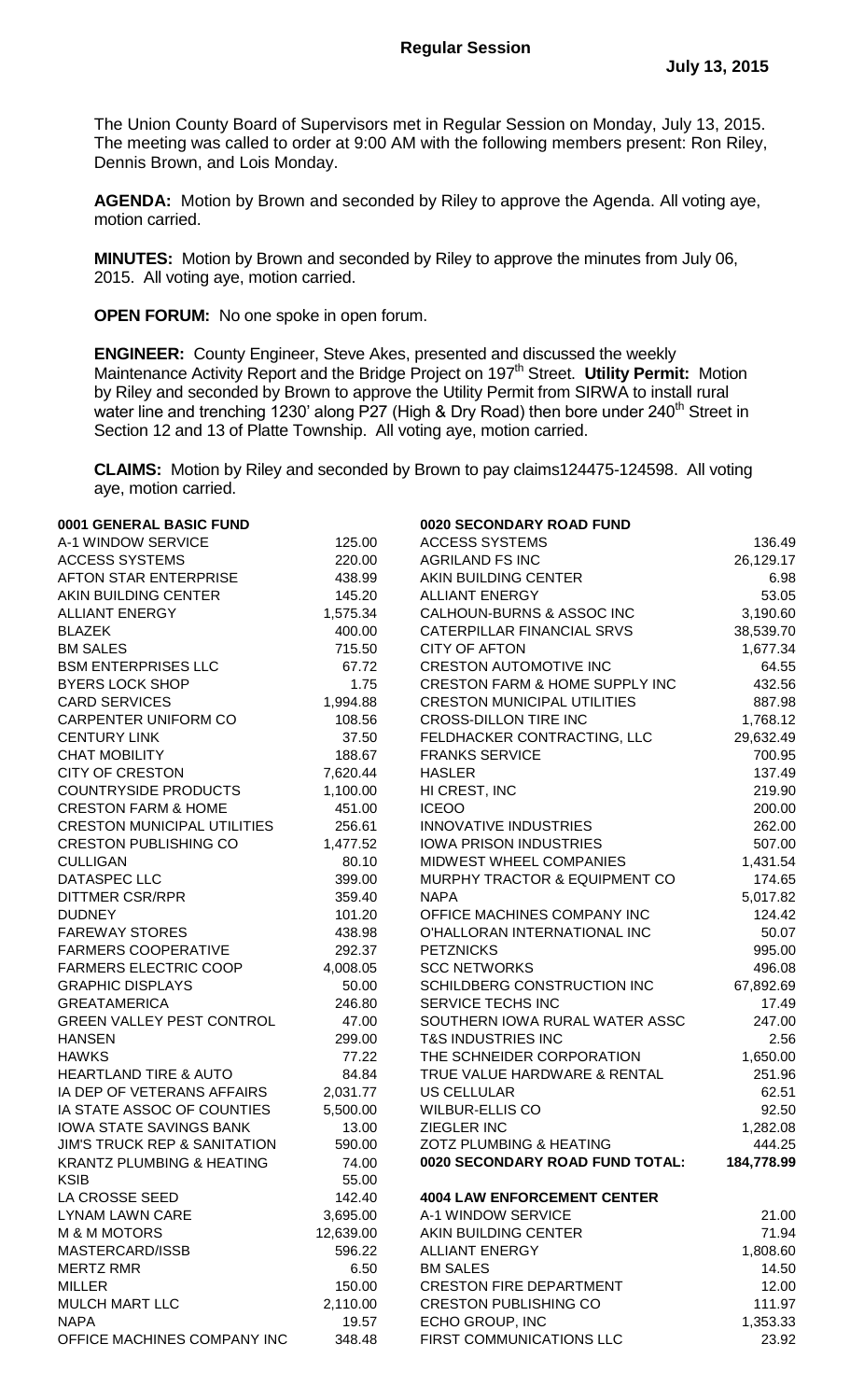**Regular Session** **July 13, 2015**

The Union County Board of Supervisors met in Regular Session on Monday, July 13, 2015. The meeting was called to order at 9:00 AM with the following members present: Ron Riley, Dennis Brown, and Lois Monday.

**AGENDA:** Motion by Brown and seconded by Riley to approve the Agenda. All voting aye, motion carried.

**MINUTES:** Motion by Brown and seconded by Riley to approve the minutes from July 06, 2015. All voting aye, motion carried.

**OPEN FORUM:** No one spoke in open forum.

**ENGINEER:** County Engineer, Steve Akes, presented and discussed the weekly Maintenance Activity Report and the Bridge Project on 197th Street. **Utility Permit:** Motion by Riley and seconded by Brown to approve the Utility Permit from SIRWA to install rural water line and trenching 1230' along P27 (High & Dry Road) then bore under 240th Street in Section 12 and 13 of Platte Township. All voting aye, motion carried.

**CLAIMS:** Motion by Riley and seconded by Brown to pay claims124475-124598. All voting aye, motion carried.

| **0001 GENERAL BASIC FUND** | |
|---|---|
| A-1 WINDOW SERVICE | 125.00 |
| ACCESS SYSTEMS | 220.00 |
| AFTON STAR ENTERPRISE | 438.99 |
| AKIN BUILDING CENTER | 145.20 |
| ALLIANT ENERGY | 1,575.34 |
| BLAZEK | 400.00 |
| BM SALES | 715.50 |
| BSM ENTERPRISES LLC | 67.72 |
| BYERS LOCK SHOP | 1.75 |
| CARD SERVICES | 1,994.88 |
| CARPENTER UNIFORM CO | 108.56 |
| CENTURY LINK | 37.50 |
| CHAT MOBILITY | 188.67 |
| CITY OF CRESTON | 7,620.44 |
| COUNTRYSIDE PRODUCTS | 1,100.00 |
| CRESTON FARM & HOME | 451.00 |
| CRESTON MUNICIPAL UTILITIES | 256.61 |
| CRESTON PUBLISHING CO | 1,477.52 |
| CULLIGAN | 80.10 |
| DATASPEC LLC | 399.00 |
| DITTMER CSR/RPR | 359.40 |
| DUDNEY | 101.20 |
| FAREWAY STORES | 438.98 |
| FARMERS COOPERATIVE | 292.37 |
| FARMERS ELECTRIC COOP | 4,008.05 |
| GRAPHIC DISPLAYS | 50.00 |
| GREATAMERICA | 246.80 |
| GREEN VALLEY PEST CONTROL | 47.00 |
| HANSEN | 299.00 |
| HAWKS | 77.22 |
| HEARTLAND TIRE & AUTO | 84.84 |
| IA DEP OF VETERANS AFFAIRS | 2,031.77 |
| IA STATE ASSOC OF COUNTIES | 5,500.00 |
| IOWA STATE SAVINGS BANK | 13.00 |
| JIM'S TRUCK REP & SANITATION | 590.00 |
| KRANTZ PLUMBING & HEATING | 74.00 |
| KSIB | 55.00 |
| LA CROSSE SEED | 142.40 |
| LYNAM LAWN CARE | 3,695.00 |
| M & M MOTORS | 12,639.00 |
| MASTERCARD/ISSB | 596.22 |
| MERTZ RMR | 6.50 |
| MILLER | 150.00 |
| MULCH MART LLC | 2,110.00 |
| NAPA | 19.57 |
| OFFICE MACHINES COMPANY INC | 348.48 |

| **0020 SECONDARY ROAD FUND** | |
|---|---|
| ACCESS SYSTEMS | 136.49 |
| AGRILAND FS INC | 26,129.17 |
| AKIN BUILDING CENTER | 6.98 |
| ALLIANT ENERGY | 53.05 |
| CALHOUN-BURNS & ASSOC INC | 3,190.60 |
| CATERPILLAR FINANCIAL SRVS | 38,539.70 |
| CITY OF AFTON | 1,677.34 |
| CRESTON AUTOMOTIVE INC | 64.55 |
| CRESTON FARM & HOME SUPPLY INC | 432.56 |
| CRESTON MUNICIPAL UTILITIES | 887.98 |
| CROSS-DILLON TIRE INC | 1,768.12 |
| FELDHACKER CONTRACTING, LLC | 29,632.49 |
| FRANKS SERVICE | 700.95 |
| HASLER | 137.49 |
| HI CREST, INC | 219.90 |
| ICEOO | 200.00 |
| INNOVATIVE INDUSTRIES | 262.00 |
| IOWA PRISON INDUSTRIES | 507.00 |
| MIDWEST WHEEL COMPANIES | 1,431.54 |
| MURPHY TRACTOR & EQUIPMENT CO | 174.65 |
| NAPA | 5,017.82 |
| OFFICE MACHINES COMPANY INC | 124.42 |
| O'HALLORAN INTERNATIONAL INC | 50.07 |
| PETZNICKS | 995.00 |
| SCC NETWORKS | 496.08 |
| SCHILDBERG CONSTRUCTION INC | 67,892.69 |
| SERVICE TECHS INC | 17.49 |
| SOUTHERN IOWA RURAL WATER ASSC | 247.00 |
| T&S INDUSTRIES INC | 2.56 |
| THE SCHNEIDER CORPORATION | 1,650.00 |
| TRUE VALUE HARDWARE & RENTAL | 251.96 |
| US CELLULAR | 62.51 |
| WILBUR-ELLIS CO | 92.50 |
| ZIEGLER INC | 1,282.08 |
| ZOTZ PLUMBING & HEATING | 444.25 |
| **0020 SECONDARY ROAD FUND TOTAL:** | **184,778.99** |

| **4004 LAW ENFORCEMENT CENTER** | |
|---|---|
| A-1 WINDOW SERVICE | 21.00 |
| AKIN BUILDING CENTER | 71.94 |
| ALLIANT ENERGY | 1,808.60 |
| BM SALES | 14.50 |
| CRESTON FIRE DEPARTMENT | 12.00 |
| CRESTON PUBLISHING CO | 111.97 |
| ECHO GROUP, INC | 1,353.33 |
| FIRST COMMUNICATIONS LLC | 23.92 |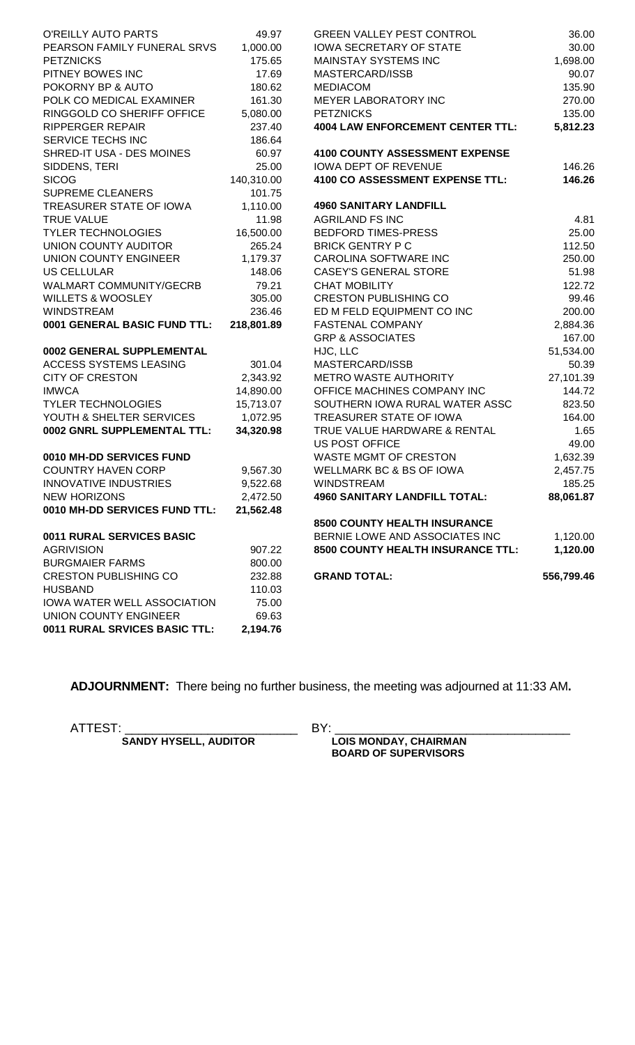| | |
|---|---|
| O'REILLY AUTO PARTS | 49.97 |
| PEARSON FAMILY FUNERAL SRVS | 1,000.00 |
| PETZNICKS | 175.65 |
| PITNEY BOWES INC | 17.69 |
| POKORNY BP & AUTO | 180.62 |
| POLK CO MEDICAL EXAMINER | 161.30 |
| RINGGOLD CO SHERIFF OFFICE | 5,080.00 |
| RIPPERGER REPAIR | 237.40 |
| SERVICE TECHS INC | 186.64 |
| SHRED-IT USA - DES MOINES | 60.97 |
| SIDDENS, TERI | 25.00 |
| SICOG | 140,310.00 |
| SUPREME CLEANERS | 101.75 |
| TREASURER STATE OF IOWA | 1,110.00 |
| TRUE VALUE | 11.98 |
| TYLER TECHNOLOGIES | 16,500.00 |
| UNION COUNTY AUDITOR | 265.24 |
| UNION COUNTY ENGINEER | 1,179.37 |
| US CELLULAR | 148.06 |
| WALMART COMMUNITY/GECRB | 79.21 |
| WILLETS & WOOSLEY | 305.00 |
| WINDSTREAM | 236.46 |
| **0001 GENERAL BASIC FUND TTL:** | **218,801.89** |
| | |
| **0002 GENERAL SUPPLEMENTAL** | |
| ACCESS SYSTEMS LEASING | 301.04 |
| CITY OF CRESTON | 2,343.92 |
| IMWCA | 14,890.00 |
| TYLER TECHNOLOGIES | 15,713.07 |
| YOUTH & SHELTER SERVICES | 1,072.95 |
| **0002 GNRL SUPPLEMENTAL TTL:** | **34,320.98** |
| | |
| **0010 MH-DD SERVICES FUND** | |
| COUNTRY HAVEN CORP | 9,567.30 |
| INNOVATIVE INDUSTRIES | 9,522.68 |
| NEW HORIZONS | 2,472.50 |
| **0010 MH-DD SERVICES FUND TTL:** | **21,562.48** |
| | |
| **0011 RURAL SERVICES BASIC** | |
| AGRIVISION | 907.22 |
| BURGMAIER FARMS | 800.00 |
| CRESTON PUBLISHING CO | 232.88 |
| HUSBAND | 110.03 |
| IOWA WATER WELL ASSOCIATION | 75.00 |
| UNION COUNTY ENGINEER | 69.63 |
| **0011 RURAL SRVICES BASIC TTL:** | **2,194.76** |
| GREEN VALLEY PEST CONTROL | 36.00 |
| IOWA SECRETARY OF STATE | 30.00 |
| MAINSTAY SYSTEMS INC | 1,698.00 |
| MASTERCARD/ISSB | 90.07 |
| MEDIACOM | 135.90 |
| MEYER LABORATORY INC | 270.00 |
| PETZNICKS | 135.00 |
| **4004 LAW ENFORCEMENT CENTER TTL:** | **5,812.23** |
| | |
| **4100 COUNTY ASSESSMENT EXPENSE** | |
| IOWA DEPT OF REVENUE | 146.26 |
| **4100 CO ASSESSMENT EXPENSE TTL:** | **146.26** |
| | |
| **4960 SANITARY LANDFILL** | |
| AGRILAND FS INC | 4.81 |
| BEDFORD TIMES-PRESS | 25.00 |
| BRICK GENTRY P C | 112.50 |
| CAROLINA SOFTWARE INC | 250.00 |
| CASEY'S GENERAL STORE | 51.98 |
| CHAT MOBILITY | 122.72 |
| CRESTON PUBLISHING CO | 99.46 |
| ED M FELD EQUIPMENT CO INC | 200.00 |
| FASTENAL COMPANY | 2,884.36 |
| GRP & ASSOCIATES | 167.00 |
| HJC, LLC | 51,534.00 |
| MASTERCARD/ISSB | 50.39 |
| METRO WASTE AUTHORITY | 27,101.39 |
| OFFICE MACHINES COMPANY INC | 144.72 |
| SOUTHERN IOWA RURAL WATER ASSC | 823.50 |
| TREASURER STATE OF IOWA | 164.00 |
| TRUE VALUE HARDWARE & RENTAL | 1.65 |
| US POST OFFICE | 49.00 |
| WASTE MGMT OF CRESTON | 1,632.39 |
| WELLMARK BC & BS OF IOWA | 2,457.75 |
| WINDSTREAM | 185.25 |
| **4960 SANITARY LANDFILL TOTAL:** | **88,061.87** |
| | |
| **8500 COUNTY HEALTH INSURANCE** | |
| BERNIE LOWE AND ASSOCIATES INC | 1,120.00 |
| **8500 COUNTY HEALTH INSURANCE TTL:** | **1,120.00** |
| | |
| **GRAND TOTAL:** | **556,799.46** |

**ADJOURNMENT:** There being no further business, the meeting was adjourned at 11:33 AM**.**

ATTEST: ___________________________ BY: ___________________________________

**SANDY HYSELL, AUDITOR** **LOIS MONDAY, CHAIRMAN**
**BOARD OF SUPERVISORS**